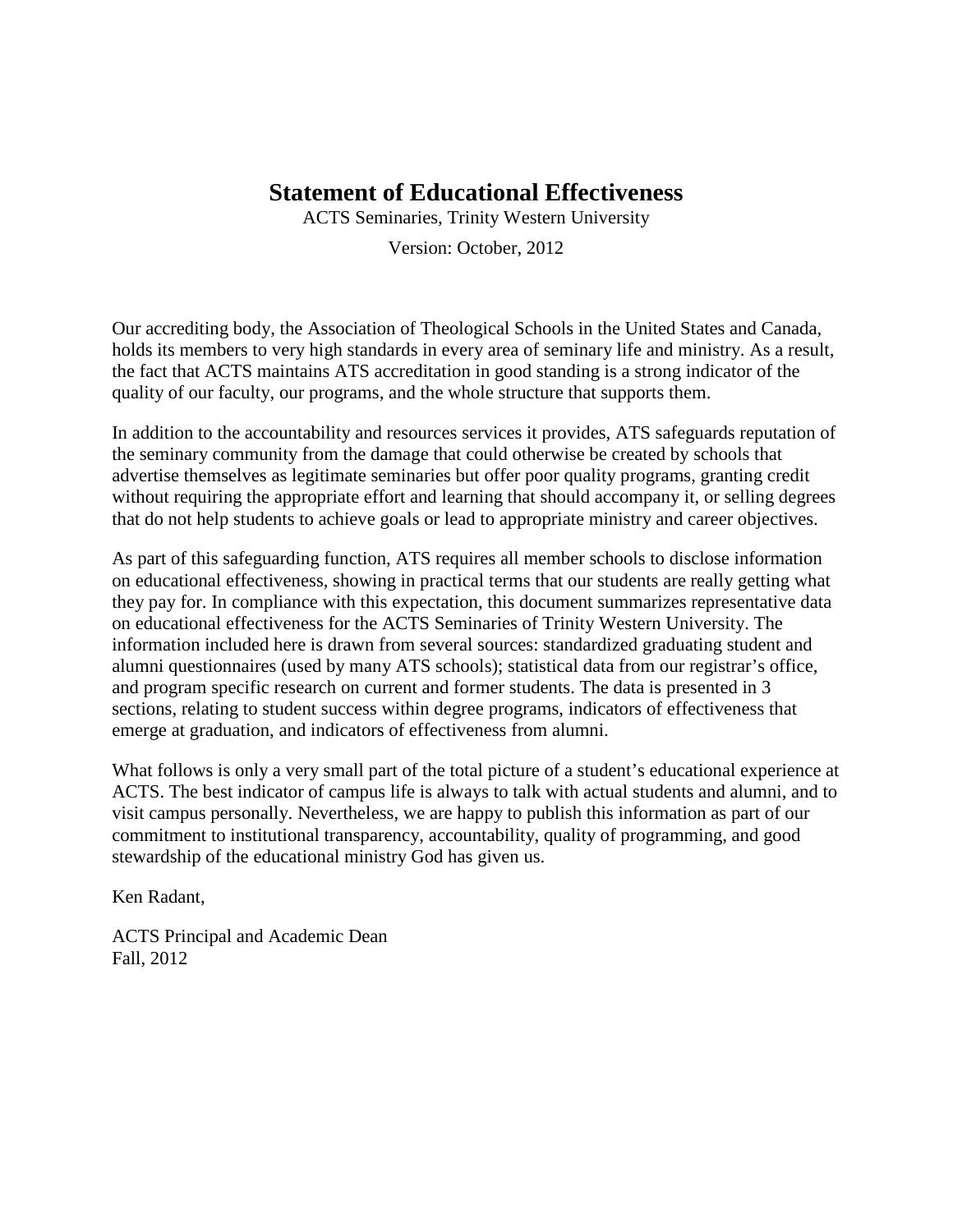# Statement of Educational Effectiveness

ACTS Seminaries, Trinity Western University

Version: October, 2012

Our accrediting body, the Association of Theological Schools in the United States and Canada, holds its members to very high standards in every area of seminary life and ministry. As a result, the fact that ACTS maintains ATS accreditation in good standing is a strong indicator of the quality of our faculty, our programs, and the whole structure that supports them.

In addition to the accountability and resources services it provides, ATS safeguards reputation of the seminary community from the damage that could otherwise be created by schools that advertise themselves as legitimate seminaries but offer poor quality programs, granting credit without requiring the appropriate effort and learning that should accompany it, or selling degrees that do not help students to achieve goals or lead to appropriate ministry and career objectives.

As part of this safeguarding function, ATS requires all member schools to disclose information on educational effectiveness, showing in practical terms that our students are really getting what they pay for. In compliance with this expectation, this document summarizes representative data on educational effectiveness for the ACTS Seminaries of Trinity Western University. The information included here is drawn from several sources: standardized graduating student and alumni questionnaires (used by many ATS schools); statistical data from our registrar's office, and program specific research on current and former students. The data is presented in 3 sections, relating to student success within degree programs, indicators of effectiveness that emerge at graduation, and indicators of effectiveness from alumni.

What follows is only a very small part of the total picture of a student's educational experience at ACTS. The best indicator of campus life is always to talk with actual students and alumni, and to visit campus personally. Nevertheless, we are happy to publish this information as part of our commitment to institutional transparency, accountability, quality of programming, and good stewardship of the educational ministry God has given us.

Ken Radant,

ACTS Principal and Academic Dean
Fall, 2012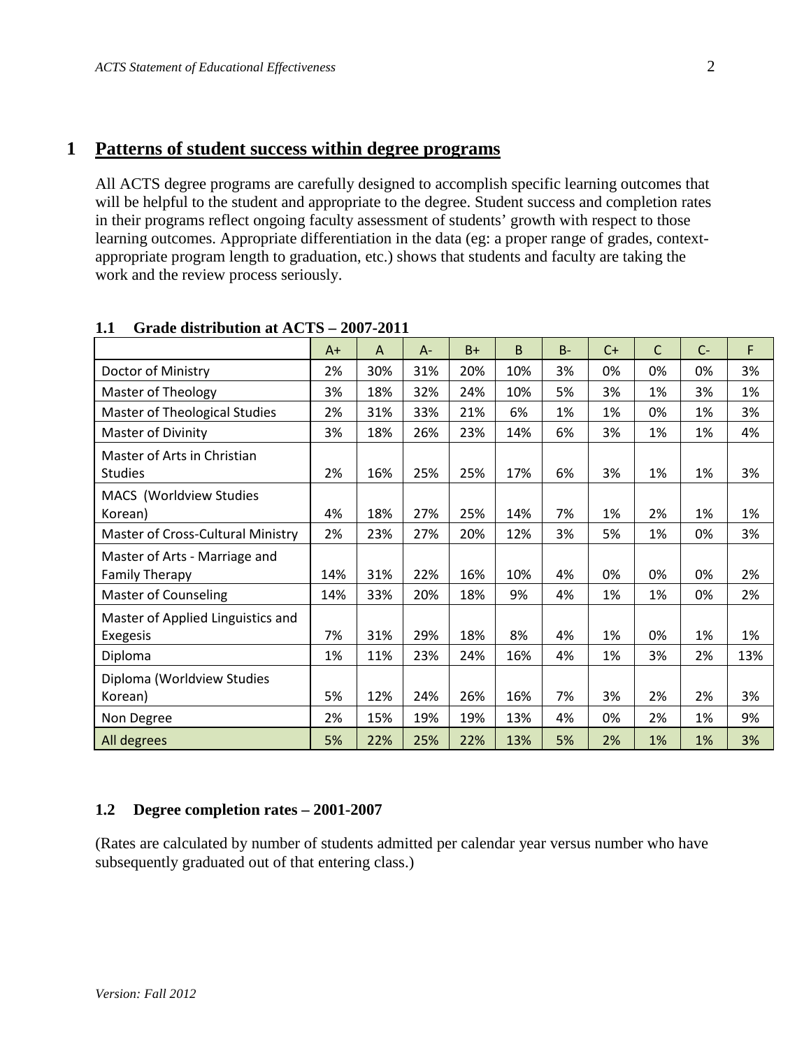# 1 Patterns of student success within degree programs

All ACTS degree programs are carefully designed to accomplish specific learning outcomes that will be helpful to the student and appropriate to the degree. Student success and completion rates in their programs reflect ongoing faculty assessment of students' growth with respect to those learning outcomes. Appropriate differentiation in the data (eg: a proper range of grades, context-appropriate program length to graduation, etc.) shows that students and faculty are taking the work and the review process seriously.

## 1.1 Grade distribution at ACTS – 2007-2011

| | A+ | A | A- | B+ | B | B- | C+ | C | C- | F |
|---|---|---|---|---|---|---|---|---|---|---|
| Doctor of Ministry | 2% | 30% | 31% | 20% | 10% | 3% | 0% | 0% | 0% | 3% |
| Master of Theology | 3% | 18% | 32% | 24% | 10% | 5% | 3% | 1% | 3% | 1% |
| Master of Theological Studies | 2% | 31% | 33% | 21% | 6% | 1% | 1% | 0% | 1% | 3% |
| Master of Divinity | 3% | 18% | 26% | 23% | 14% | 6% | 3% | 1% | 1% | 4% |
| Master of Arts in Christian Studies | 2% | 16% | 25% | 25% | 17% | 6% | 3% | 1% | 1% | 3% |
| MACS (Worldview Studies Korean) | 4% | 18% | 27% | 25% | 14% | 7% | 1% | 2% | 1% | 1% |
| Master of Cross-Cultural Ministry | 2% | 23% | 27% | 20% | 12% | 3% | 5% | 1% | 0% | 3% |
| Master of Arts - Marriage and Family Therapy | 14% | 31% | 22% | 16% | 10% | 4% | 0% | 0% | 0% | 2% |
| Master of Counseling | 14% | 33% | 20% | 18% | 9% | 4% | 1% | 1% | 0% | 2% |
| Master of Applied Linguistics and Exegesis | 7% | 31% | 29% | 18% | 8% | 4% | 1% | 0% | 1% | 1% |
| Diploma | 1% | 11% | 23% | 24% | 16% | 4% | 1% | 3% | 2% | 13% |
| Diploma (Worldview Studies Korean) | 5% | 12% | 24% | 26% | 16% | 7% | 3% | 2% | 2% | 3% |
| Non Degree | 2% | 15% | 19% | 19% | 13% | 4% | 0% | 2% | 1% | 9% |
| All degrees | 5% | 22% | 25% | 22% | 13% | 5% | 2% | 1% | 1% | 3% |

## 1.2 Degree completion rates – 2001-2007

(Rates are calculated by number of students admitted per calendar year versus number who have subsequently graduated out of that entering class.)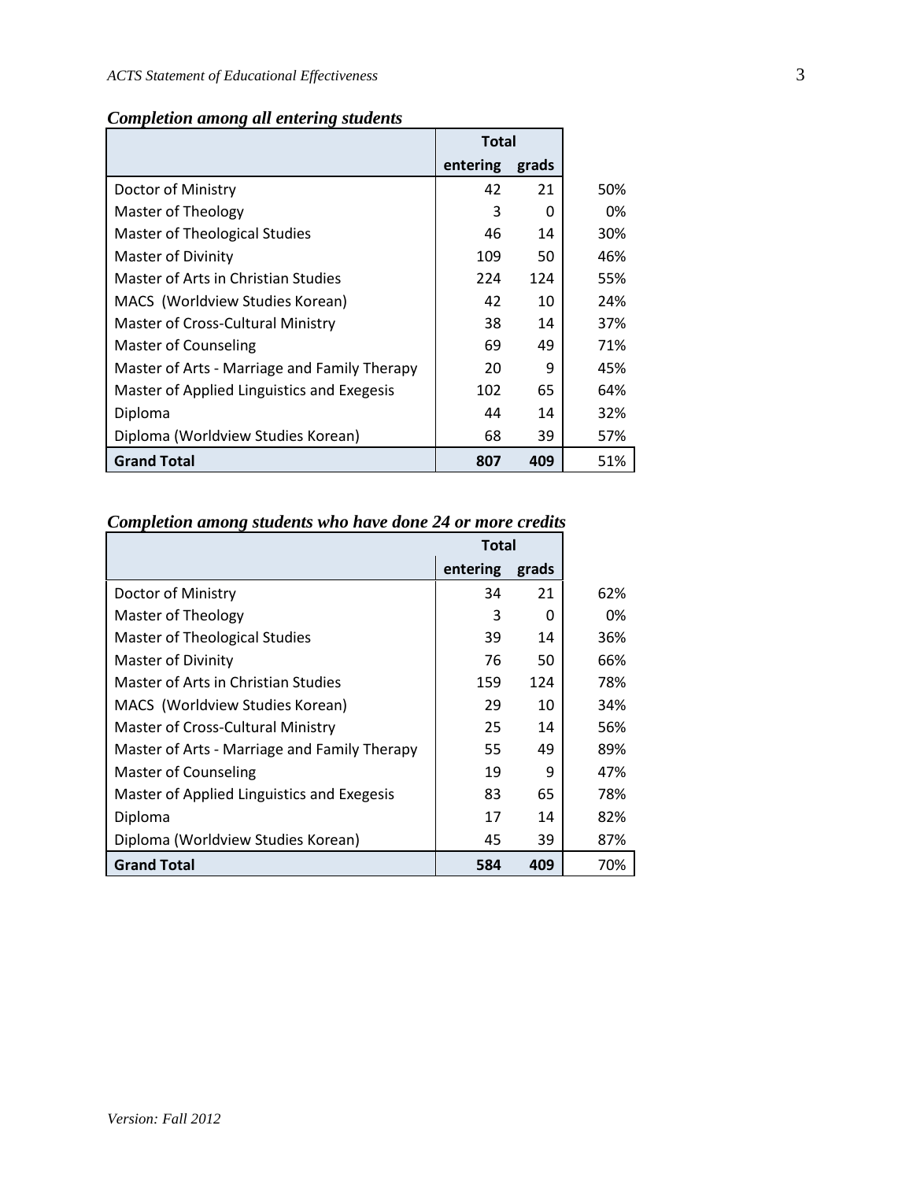*Completion among all entering students*

| | Total | | |
|---|---|---|---|
| | entering | grads | |
| Doctor of Ministry | 42 | 21 | 50% |
| Master of Theology | 3 | 0 | 0% |
| Master of Theological Studies | 46 | 14 | 30% |
| Master of Divinity | 109 | 50 | 46% |
| Master of Arts in Christian Studies | 224 | 124 | 55% |
| MACS (Worldview Studies Korean) | 42 | 10 | 24% |
| Master of Cross-Cultural Ministry | 38 | 14 | 37% |
| Master of Counseling | 69 | 49 | 71% |
| Master of Arts - Marriage and Family Therapy | 20 | 9 | 45% |
| Master of Applied Linguistics and Exegesis | 102 | 65 | 64% |
| Diploma | 44 | 14 | 32% |
| Diploma (Worldview Studies Korean) | 68 | 39 | 57% |
| **Grand Total** | **807** | **409** | 51% |

*Completion among students who have done 24 or more credits*

| | Total | | |
|---|---|---|---|
| | entering | grads | |
| Doctor of Ministry | 34 | 21 | 62% |
| Master of Theology | 3 | 0 | 0% |
| Master of Theological Studies | 39 | 14 | 36% |
| Master of Divinity | 76 | 50 | 66% |
| Master of Arts in Christian Studies | 159 | 124 | 78% |
| MACS (Worldview Studies Korean) | 29 | 10 | 34% |
| Master of Cross-Cultural Ministry | 25 | 14 | 56% |
| Master of Arts - Marriage and Family Therapy | 55 | 49 | 89% |
| Master of Counseling | 19 | 9 | 47% |
| Master of Applied Linguistics and Exegesis | 83 | 65 | 78% |
| Diploma | 17 | 14 | 82% |
| Diploma (Worldview Studies Korean) | 45 | 39 | 87% |
| **Grand Total** | **584** | **409** | 70% |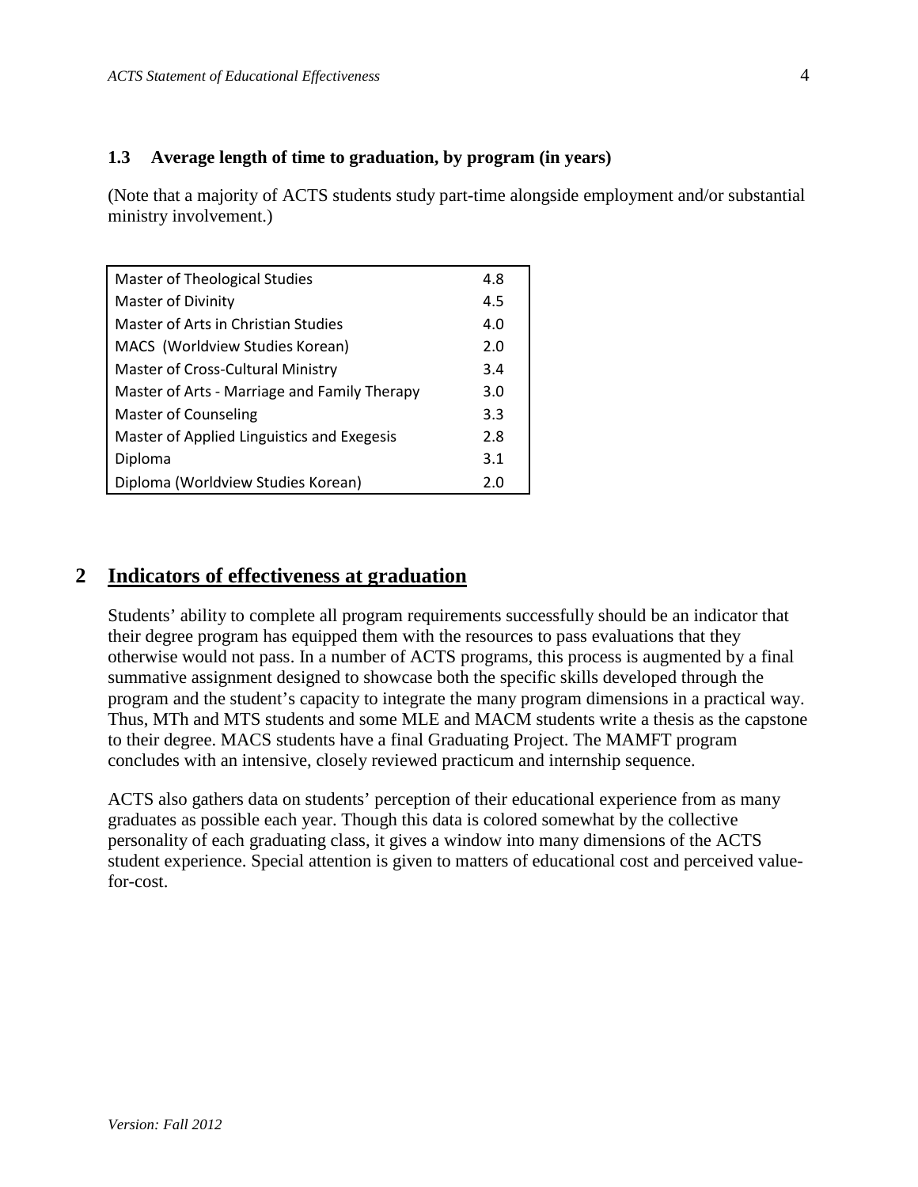### 1.3 Average length of time to graduation, by program (in years)

(Note that a majority of ACTS students study part-time alongside employment and/or substantial ministry involvement.)

| Program | Years |
|---|---|
| Master of Theological Studies | 4.8 |
| Master of Divinity | 4.5 |
| Master of Arts in Christian Studies | 4.0 |
| MACS (Worldview Studies Korean) | 2.0 |
| Master of Cross-Cultural Ministry | 3.4 |
| Master of Arts - Marriage and Family Therapy | 3.0 |
| Master of Counseling | 3.3 |
| Master of Applied Linguistics and Exegesis | 2.8 |
| Diploma | 3.1 |
| Diploma (Worldview Studies Korean) | 2.0 |

## 2 Indicators of effectiveness at graduation

Students' ability to complete all program requirements successfully should be an indicator that their degree program has equipped them with the resources to pass evaluations that they otherwise would not pass. In a number of ACTS programs, this process is augmented by a final summative assignment designed to showcase both the specific skills developed through the program and the student's capacity to integrate the many program dimensions in a practical way. Thus, MTh and MTS students and some MLE and MACM students write a thesis as the capstone to their degree. MACS students have a final Graduating Project. The MAMFT program concludes with an intensive, closely reviewed practicum and internship sequence.

ACTS also gathers data on students' perception of their educational experience from as many graduates as possible each year. Though this data is colored somewhat by the collective personality of each graduating class, it gives a window into many dimensions of the ACTS student experience. Special attention is given to matters of educational cost and perceived value-for-cost.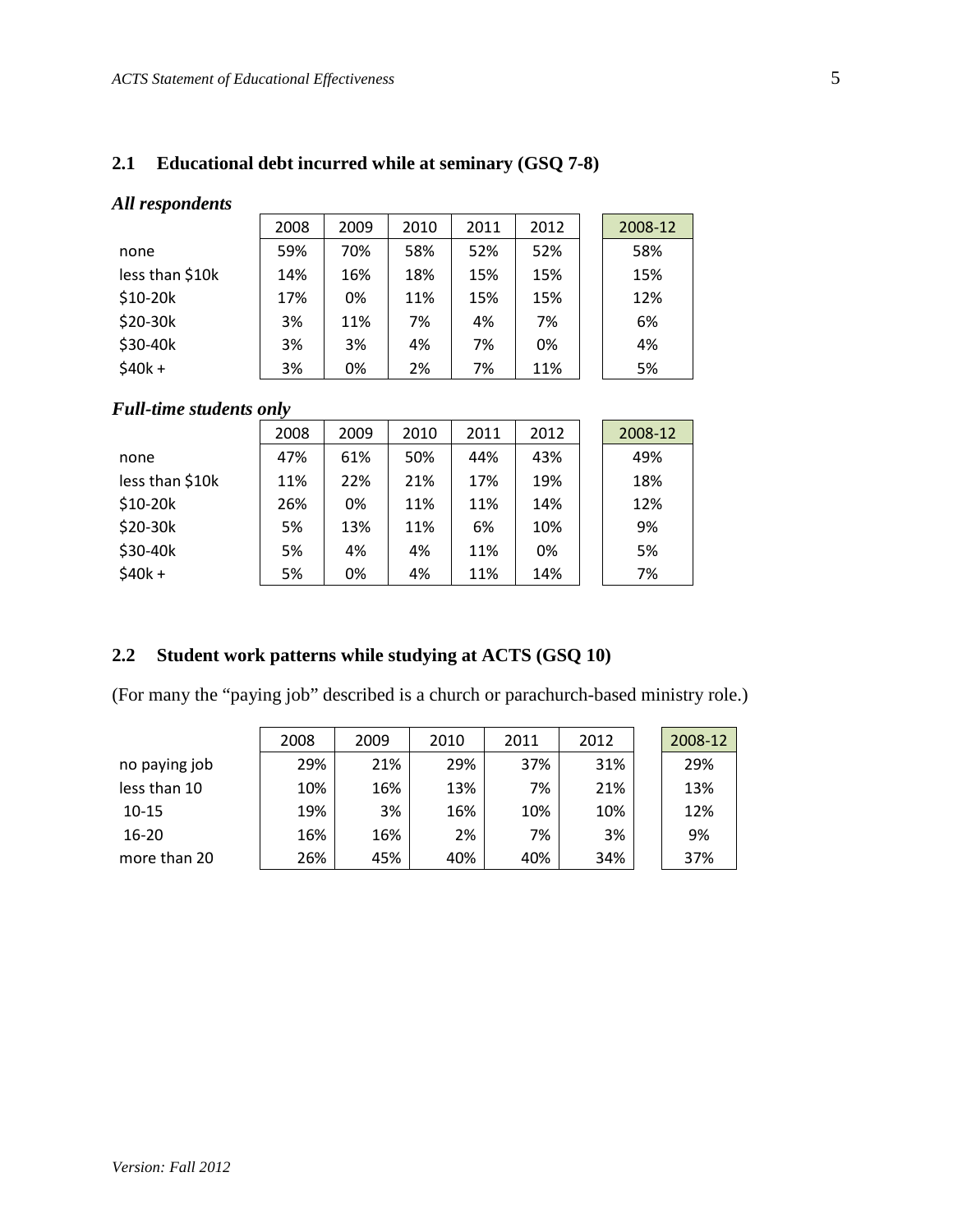## 2.1 Educational debt incurred while at seminary (GSQ 7-8)

### *All respondents*

| | 2008 | 2009 | 2010 | 2011 | 2012 | 2008-12 |
|---|---|---|---|---|---|---|
| none | 59% | 70% | 58% | 52% | 52% | 58% |
| less than $10k | 14% | 16% | 18% | 15% | 15% | 15% |
| $10-20k | 17% | 0% | 11% | 15% | 15% | 12% |
| $20-30k | 3% | 11% | 7% | 4% | 7% | 6% |
| $30-40k | 3% | 3% | 4% | 7% | 0% | 4% |
| $40k + | 3% | 0% | 2% | 7% | 11% | 5% |

### *Full-time students only*

| | 2008 | 2009 | 2010 | 2011 | 2012 | 2008-12 |
|---|---|---|---|---|---|---|
| none | 47% | 61% | 50% | 44% | 43% | 49% |
| less than $10k | 11% | 22% | 21% | 17% | 19% | 18% |
| $10-20k | 26% | 0% | 11% | 11% | 14% | 12% |
| $20-30k | 5% | 13% | 11% | 6% | 10% | 9% |
| $30-40k | 5% | 4% | 4% | 11% | 0% | 5% |
| $40k + | 5% | 0% | 4% | 11% | 14% | 7% |

## 2.2 Student work patterns while studying at ACTS (GSQ 10)

(For many the "paying job" described is a church or parachurch-based ministry role.)

| | 2008 | 2009 | 2010 | 2011 | 2012 | 2008-12 |
|---|---|---|---|---|---|---|
| no paying job | 29% | 21% | 29% | 37% | 31% | 29% |
| less than 10 | 10% | 16% | 13% | 7% | 21% | 13% |
| 10-15 | 19% | 3% | 16% | 10% | 10% | 12% |
| 16-20 | 16% | 16% | 2% | 7% | 3% | 9% |
| more than 20 | 26% | 45% | 40% | 40% | 34% | 37% |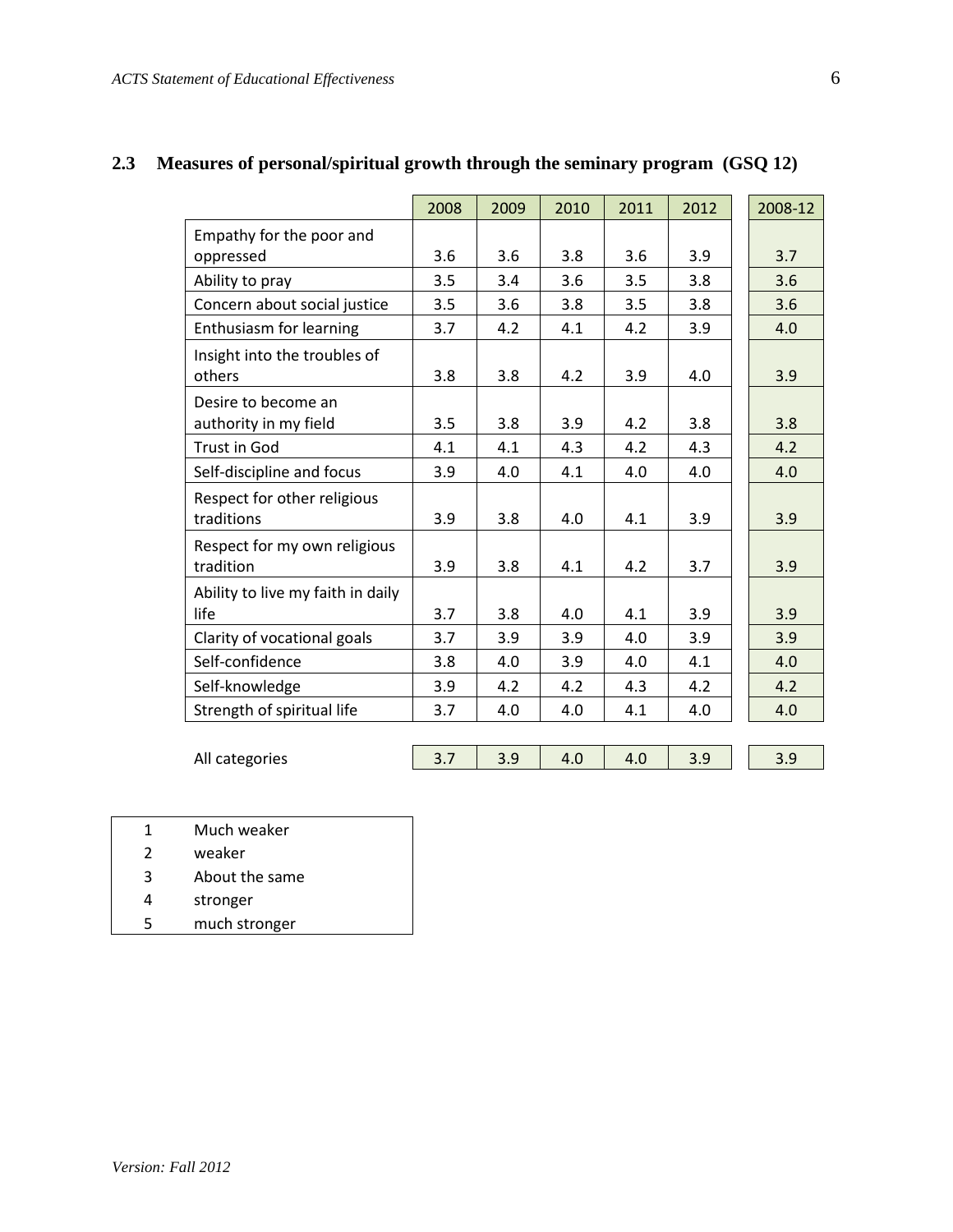## 2.3 Measures of personal/spiritual growth through the seminary program (GSQ 12)

| | 2008 | 2009 | 2010 | 2011 | 2012 | 2008-12 |
|---|---|---|---|---|---|---|
| Empathy for the poor and oppressed | 3.6 | 3.6 | 3.8 | 3.6 | 3.9 | 3.7 |
| Ability to pray | 3.5 | 3.4 | 3.6 | 3.5 | 3.8 | 3.6 |
| Concern about social justice | 3.5 | 3.6 | 3.8 | 3.5 | 3.8 | 3.6 |
| Enthusiasm for learning | 3.7 | 4.2 | 4.1 | 4.2 | 3.9 | 4.0 |
| Insight into the troubles of others | 3.8 | 3.8 | 4.2 | 3.9 | 4.0 | 3.9 |
| Desire to become an authority in my field | 3.5 | 3.8 | 3.9 | 4.2 | 3.8 | 3.8 |
| Trust in God | 4.1 | 4.1 | 4.3 | 4.2 | 4.3 | 4.2 |
| Self-discipline and focus | 3.9 | 4.0 | 4.1 | 4.0 | 4.0 | 4.0 |
| Respect for other religious traditions | 3.9 | 3.8 | 4.0 | 4.1 | 3.9 | 3.9 |
| Respect for my own religious tradition | 3.9 | 3.8 | 4.1 | 4.2 | 3.7 | 3.9 |
| Ability to live my faith in daily life | 3.7 | 3.8 | 4.0 | 4.1 | 3.9 | 3.9 |
| Clarity of vocational goals | 3.7 | 3.9 | 3.9 | 4.0 | 3.9 | 3.9 |
| Self-confidence | 3.8 | 4.0 | 3.9 | 4.0 | 4.1 | 4.0 |
| Self-knowledge | 3.9 | 4.2 | 4.2 | 4.3 | 4.2 | 4.2 |
| Strength of spiritual life | 3.7 | 4.0 | 4.0 | 4.1 | 4.0 | 4.0 |
| All categories | 3.7 | 3.9 | 4.0 | 4.0 | 3.9 | 3.9 |

| | |
|---|---|
| 1 | Much weaker |
| 2 | weaker |
| 3 | About the same |
| 4 | stronger |
| 5 | much stronger |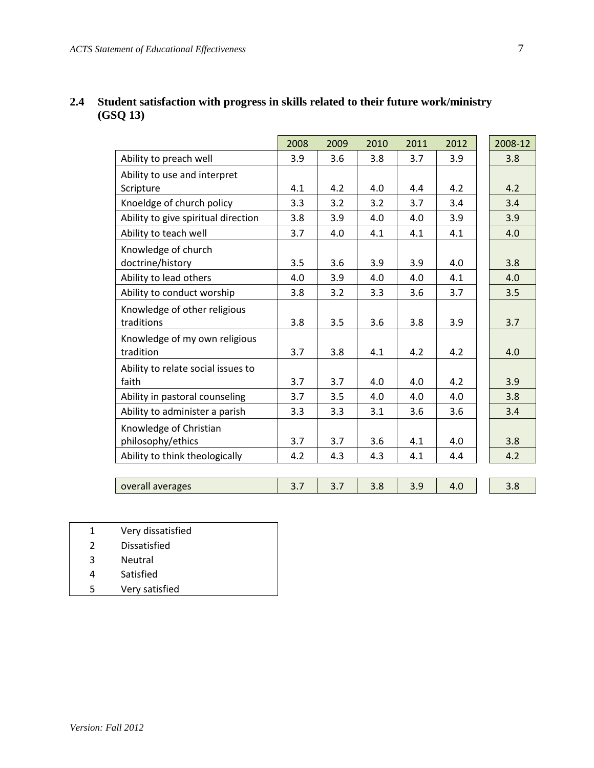## 2.4 Student satisfaction with progress in skills related to their future work/ministry (GSQ 13)

| | 2008 | 2009 | 2010 | 2011 | 2012 | 2008-12 |
|---|---|---|---|---|---|---|
| Ability to preach well | 3.9 | 3.6 | 3.8 | 3.7 | 3.9 | 3.8 |
| Ability to use and interpret Scripture | 4.1 | 4.2 | 4.0 | 4.4 | 4.2 | 4.2 |
| Knoeldge of church policy | 3.3 | 3.2 | 3.2 | 3.7 | 3.4 | 3.4 |
| Ability to give spiritual direction | 3.8 | 3.9 | 4.0 | 4.0 | 3.9 | 3.9 |
| Ability to teach well | 3.7 | 4.0 | 4.1 | 4.1 | 4.1 | 4.0 |
| Knowledge of church doctrine/history | 3.5 | 3.6 | 3.9 | 3.9 | 4.0 | 3.8 |
| Ability to lead others | 4.0 | 3.9 | 4.0 | 4.0 | 4.1 | 4.0 |
| Ability to conduct worship | 3.8 | 3.2 | 3.3 | 3.6 | 3.7 | 3.5 |
| Knowledge of other religious traditions | 3.8 | 3.5 | 3.6 | 3.8 | 3.9 | 3.7 |
| Knowledge of my own religious tradition | 3.7 | 3.8 | 4.1 | 4.2 | 4.2 | 4.0 |
| Ability to relate social issues to faith | 3.7 | 3.7 | 4.0 | 4.0 | 4.2 | 3.9 |
| Ability in pastoral counseling | 3.7 | 3.5 | 4.0 | 4.0 | 4.0 | 3.8 |
| Ability to administer a parish | 3.3 | 3.3 | 3.1 | 3.6 | 3.6 | 3.4 |
| Knowledge of Christian philosophy/ethics | 3.7 | 3.7 | 3.6 | 4.1 | 4.0 | 3.8 |
| Ability to think theologically | 4.2 | 4.3 | 4.3 | 4.1 | 4.4 | 4.2 |
| overall averages | 3.7 | 3.7 | 3.8 | 3.9 | 4.0 | 3.8 |

| | |
|---|---|
| 1 | Very dissatisfied |
| 2 | Dissatisfied |
| 3 | Neutral |
| 4 | Satisfied |
| 5 | Very satisfied |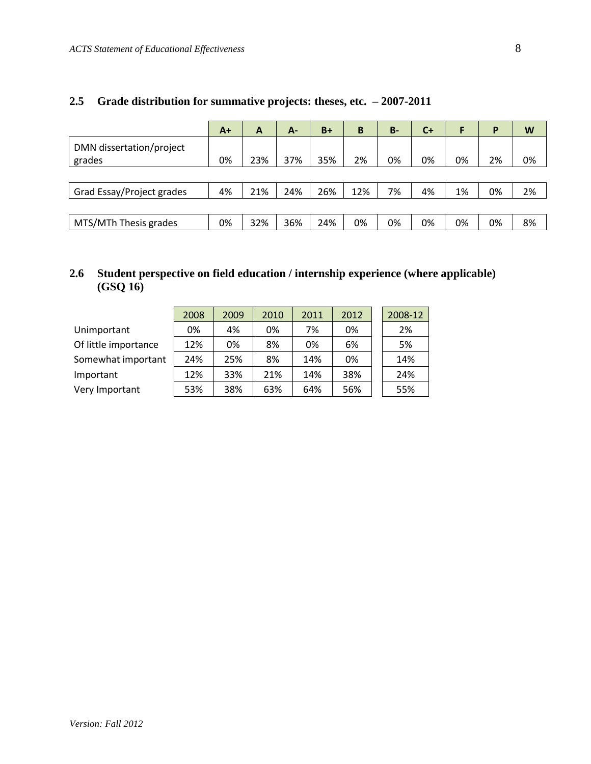## 2.5 Grade distribution for summative projects: theses, etc. – 2007-2011

| | A+ | A | A- | B+ | B | B- | C+ | F | P | W |
|---|---|---|---|---|---|---|---|---|---|---|
| DMN dissertation/project grades | 0% | 23% | 37% | 35% | 2% | 0% | 0% | 0% | 2% | 0% |
| Grad Essay/Project grades | 4% | 21% | 24% | 26% | 12% | 7% | 4% | 1% | 0% | 2% |
| MTS/MTh Thesis grades | 0% | 32% | 36% | 24% | 0% | 0% | 0% | 0% | 0% | 8% |

## 2.6 Student perspective on field education / internship experience (where applicable) (GSQ 16)

| | 2008 | 2009 | 2010 | 2011 | 2012 | 2008-12 |
|---|---|---|---|---|---|---|
| Unimportant | 0% | 4% | 0% | 7% | 0% | 2% |
| Of little importance | 12% | 0% | 8% | 0% | 6% | 5% |
| Somewhat important | 24% | 25% | 8% | 14% | 0% | 14% |
| Important | 12% | 33% | 21% | 14% | 38% | 24% |
| Very Important | 53% | 38% | 63% | 64% | 56% | 55% |

*Version: Fall 2012*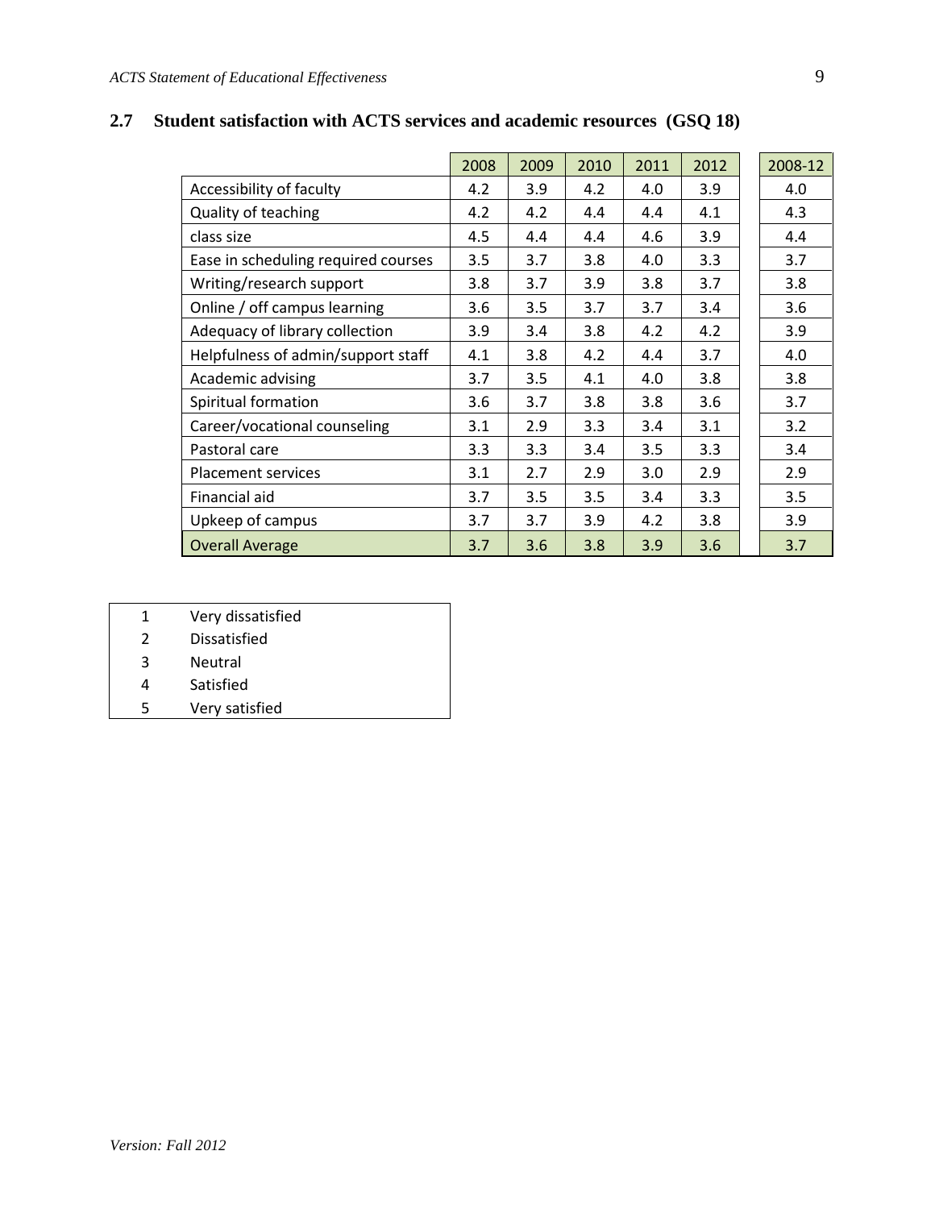## 2.7 Student satisfaction with ACTS services and academic resources (GSQ 18)

| | 2008 | 2009 | 2010 | 2011 | 2012 | 2008-12 |
|---|---|---|---|---|---|---|
| Accessibility of faculty | 4.2 | 3.9 | 4.2 | 4.0 | 3.9 | 4.0 |
| Quality of teaching | 4.2 | 4.2 | 4.4 | 4.4 | 4.1 | 4.3 |
| class size | 4.5 | 4.4 | 4.4 | 4.6 | 3.9 | 4.4 |
| Ease in scheduling required courses | 3.5 | 3.7 | 3.8 | 4.0 | 3.3 | 3.7 |
| Writing/research support | 3.8 | 3.7 | 3.9 | 3.8 | 3.7 | 3.8 |
| Online / off campus learning | 3.6 | 3.5 | 3.7 | 3.7 | 3.4 | 3.6 |
| Adequacy of library collection | 3.9 | 3.4 | 3.8 | 4.2 | 4.2 | 3.9 |
| Helpfulness of admin/support staff | 4.1 | 3.8 | 4.2 | 4.4 | 3.7 | 4.0 |
| Academic advising | 3.7 | 3.5 | 4.1 | 4.0 | 3.8 | 3.8 |
| Spiritual formation | 3.6 | 3.7 | 3.8 | 3.8 | 3.6 | 3.7 |
| Career/vocational counseling | 3.1 | 2.9 | 3.3 | 3.4 | 3.1 | 3.2 |
| Pastoral care | 3.3 | 3.3 | 3.4 | 3.5 | 3.3 | 3.4 |
| Placement services | 3.1 | 2.7 | 2.9 | 3.0 | 2.9 | 2.9 |
| Financial aid | 3.7 | 3.5 | 3.5 | 3.4 | 3.3 | 3.5 |
| Upkeep of campus | 3.7 | 3.7 | 3.9 | 4.2 | 3.8 | 3.9 |
| Overall Average | 3.7 | 3.6 | 3.8 | 3.9 | 3.6 | 3.7 |

| | |
|---|---|
| 1 | Very dissatisfied |
| 2 | Dissatisfied |
| 3 | Neutral |
| 4 | Satisfied |
| 5 | Very satisfied |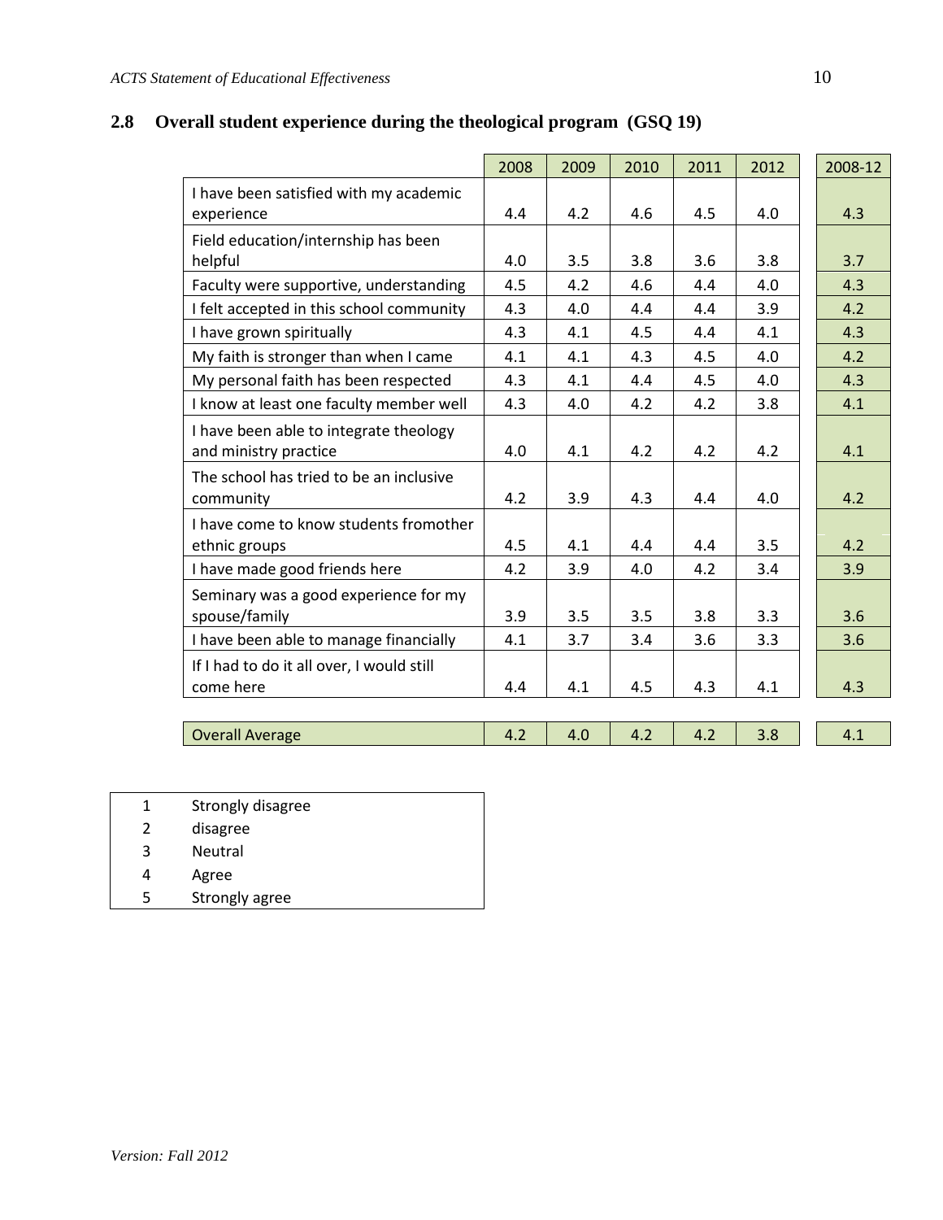## 2.8 Overall student experience during the theological program (GSQ 19)

| | 2008 | 2009 | 2010 | 2011 | 2012 | 2008-12 |
|---|---|---|---|---|---|---|
| I have been satisfied with my academic experience | 4.4 | 4.2 | 4.6 | 4.5 | 4.0 | 4.3 |
| Field education/internship has been helpful | 4.0 | 3.5 | 3.8 | 3.6 | 3.8 | 3.7 |
| Faculty were supportive, understanding | 4.5 | 4.2 | 4.6 | 4.4 | 4.0 | 4.3 |
| I felt accepted in this school community | 4.3 | 4.0 | 4.4 | 4.4 | 3.9 | 4.2 |
| I have grown spiritually | 4.3 | 4.1 | 4.5 | 4.4 | 4.1 | 4.3 |
| My faith is stronger than when I came | 4.1 | 4.1 | 4.3 | 4.5 | 4.0 | 4.2 |
| My personal faith has been respected | 4.3 | 4.1 | 4.4 | 4.5 | 4.0 | 4.3 |
| I know at least one faculty member well | 4.3 | 4.0 | 4.2 | 4.2 | 3.8 | 4.1 |
| I have been able to integrate theology and ministry practice | 4.0 | 4.1 | 4.2 | 4.2 | 4.2 | 4.1 |
| The school has tried to be an inclusive community | 4.2 | 3.9 | 4.3 | 4.4 | 4.0 | 4.2 |
| I have come to know students fromother ethnic groups | 4.5 | 4.1 | 4.4 | 4.4 | 3.5 | 4.2 |
| I have made good friends here | 4.2 | 3.9 | 4.0 | 4.2 | 3.4 | 3.9 |
| Seminary was a good experience for my spouse/family | 3.9 | 3.5 | 3.5 | 3.8 | 3.3 | 3.6 |
| I have been able to manage financially | 4.1 | 3.7 | 3.4 | 3.6 | 3.3 | 3.6 |
| If I had to do it all over, I would still come here | 4.4 | 4.1 | 4.5 | 4.3 | 4.1 | 4.3 |
| Overall Average | 4.2 | 4.0 | 4.2 | 4.2 | 3.8 | 4.1 |

| | |
|---|---|
| 1 | Strongly disagree |
| 2 | disagree |
| 3 | Neutral |
| 4 | Agree |
| 5 | Strongly agree |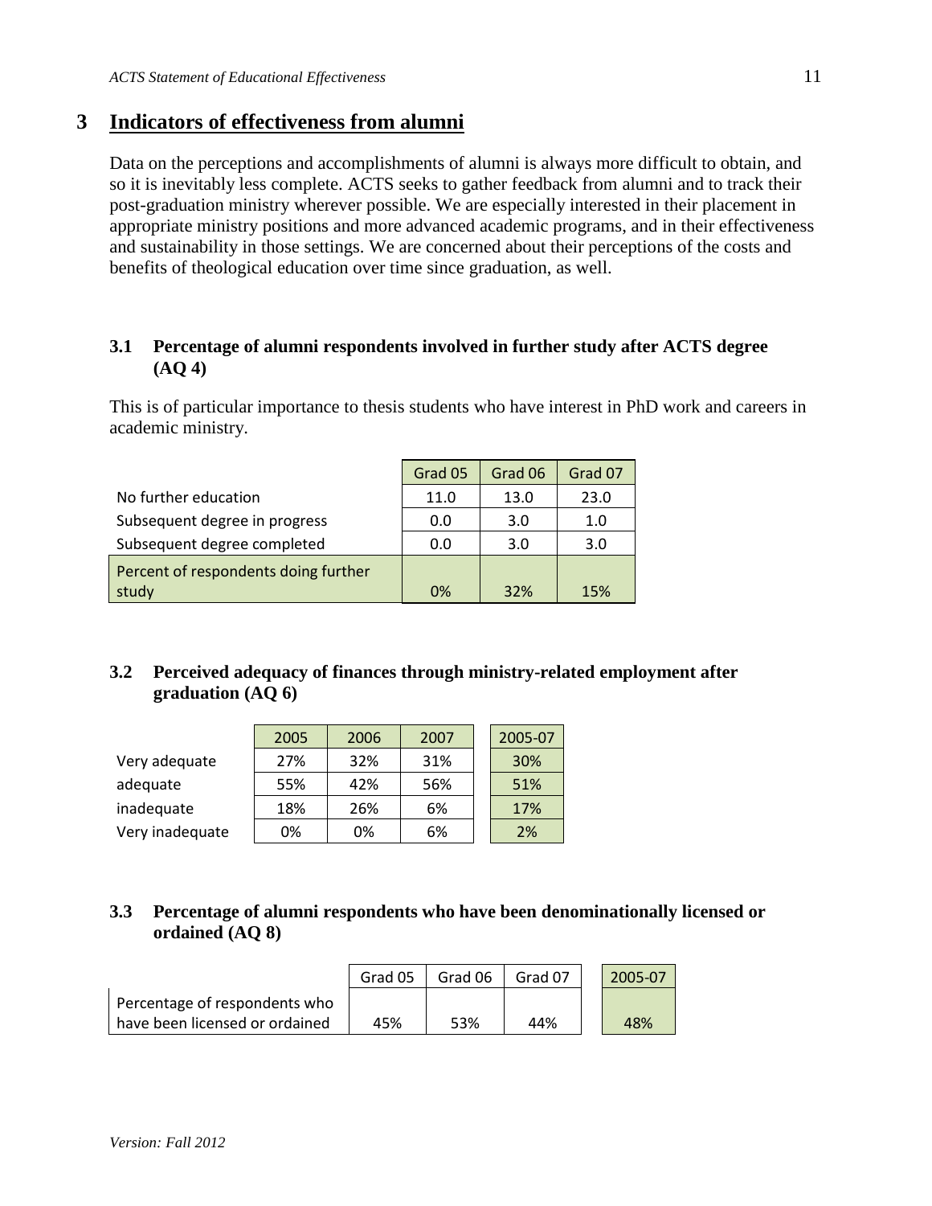# 3 Indicators of effectiveness from alumni

Data on the perceptions and accomplishments of alumni is always more difficult to obtain, and so it is inevitably less complete. ACTS seeks to gather feedback from alumni and to track their post-graduation ministry wherever possible. We are especially interested in their placement in appropriate ministry positions and more advanced academic programs, and in their effectiveness and sustainability in those settings. We are concerned about their perceptions of the costs and benefits of theological education over time since graduation, as well.

## 3.1 Percentage of alumni respondents involved in further study after ACTS degree (AQ 4)

This is of particular importance to thesis students who have interest in PhD work and careers in academic ministry.

| | Grad 05 | Grad 06 | Grad 07 |
|---|---|---|---|
| No further education | 11.0 | 13.0 | 23.0 |
| Subsequent degree in progress | 0.0 | 3.0 | 1.0 |
| Subsequent degree completed | 0.0 | 3.0 | 3.0 |
| Percent of respondents doing further study | 0% | 32% | 15% |

## 3.2 Perceived adequacy of finances through ministry-related employment after graduation (AQ 6)

| | 2005 | 2006 | 2007 | 2005-07 |
|---|---|---|---|---|
| Very adequate | 27% | 32% | 31% | 30% |
| adequate | 55% | 42% | 56% | 51% |
| inadequate | 18% | 26% | 6% | 17% |
| Very inadequate | 0% | 0% | 6% | 2% |

## 3.3 Percentage of alumni respondents who have been denominationally licensed or ordained (AQ 8)

| | Grad 05 | Grad 06 | Grad 07 | 2005-07 |
|---|---|---|---|---|
| Percentage of respondents who have been licensed or ordained | 45% | 53% | 44% | 48% |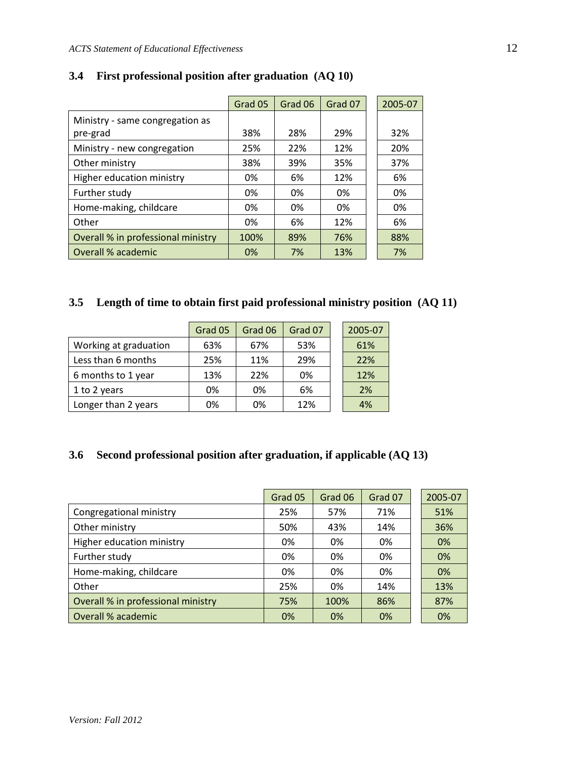### 3.4 First professional position after graduation (AQ 10)

| | Grad 05 | Grad 06 | Grad 07 | | 2005-07 |
|---|---|---|---|---|---|
| Ministry - same congregation as pre-grad | 38% | 28% | 29% | | 32% |
| Ministry - new congregation | 25% | 22% | 12% | | 20% |
| Other ministry | 38% | 39% | 35% | | 37% |
| Higher education ministry | 0% | 6% | 12% | | 6% |
| Further study | 0% | 0% | 0% | | 0% |
| Home-making, childcare | 0% | 0% | 0% | | 0% |
| Other | 0% | 6% | 12% | | 6% |
| Overall % in professional ministry | 100% | 89% | 76% | | 88% |
| Overall % academic | 0% | 7% | 13% | | 7% |

### 3.5 Length of time to obtain first paid professional ministry position (AQ 11)

| | Grad 05 | Grad 06 | Grad 07 | | 2005-07 |
|---|---|---|---|---|---|
| Working at graduation | 63% | 67% | 53% | | 61% |
| Less than 6 months | 25% | 11% | 29% | | 22% |
| 6 months to 1 year | 13% | 22% | 0% | | 12% |
| 1 to 2 years | 0% | 0% | 6% | | 2% |
| Longer than 2 years | 0% | 0% | 12% | | 4% |

### 3.6 Second professional position after graduation, if applicable (AQ 13)

| | Grad 05 | Grad 06 | Grad 07 | | 2005-07 |
|---|---|---|---|---|---|
| Congregational ministry | 25% | 57% | 71% | | 51% |
| Other ministry | 50% | 43% | 14% | | 36% |
| Higher education ministry | 0% | 0% | 0% | | 0% |
| Further study | 0% | 0% | 0% | | 0% |
| Home-making, childcare | 0% | 0% | 0% | | 0% |
| Other | 25% | 0% | 14% | | 13% |
| Overall % in professional ministry | 75% | 100% | 86% | | 87% |
| Overall % academic | 0% | 0% | 0% | | 0% |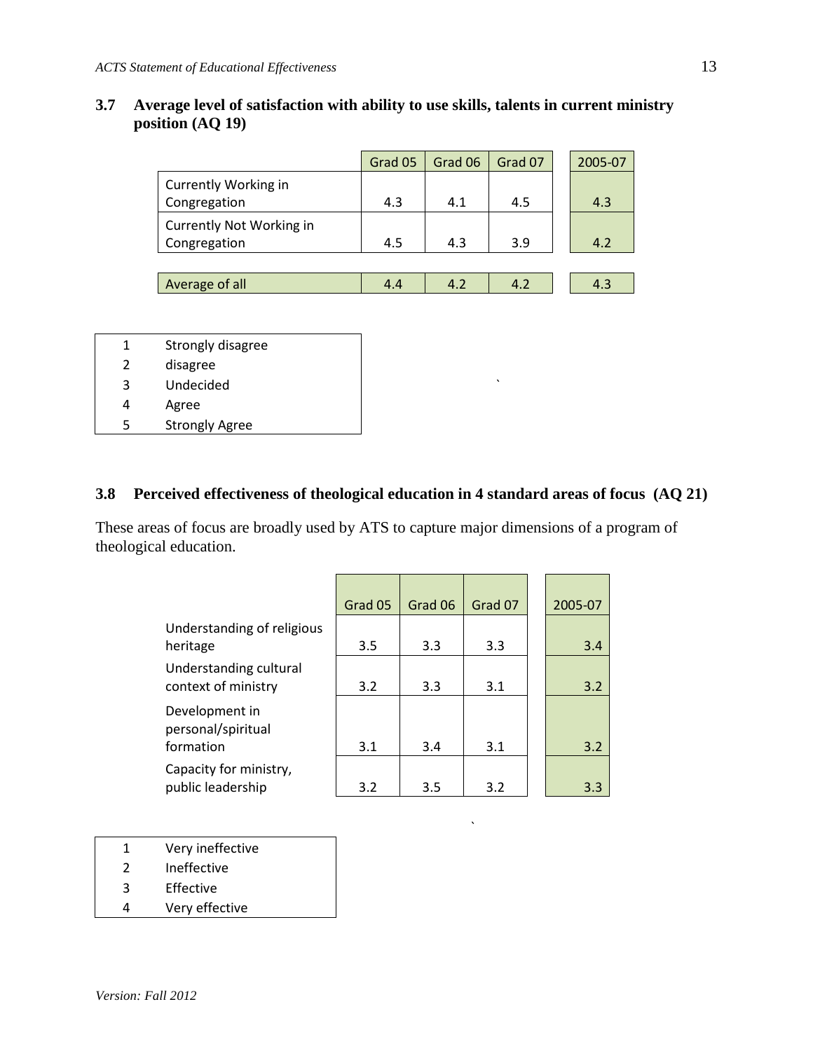## 3.7 Average level of satisfaction with ability to use skills, talents in current ministry position (AQ 19)

| | Grad 05 | Grad 06 | Grad 07 | 2005-07 |
|---|---|---|---|---|
| Currently Working in Congregation | 4.3 | 4.1 | 4.5 | 4.3 |
| Currently Not Working in Congregation | 4.5 | 4.3 | 3.9 | 4.2 |
| Average of all | 4.4 | 4.2 | 4.2 | 4.3 |

| | |
|---|---|
| 1 | Strongly disagree |
| 2 | disagree |
| 3 | Undecided |
| 4 | Agree |
| 5 | Strongly Agree |

## 3.8 Perceived effectiveness of theological education in 4 standard areas of focus (AQ 21)

These areas of focus are broadly used by ATS to capture major dimensions of a program of theological education.

| | Grad 05 | Grad 06 | Grad 07 | 2005-07 |
|---|---|---|---|---|
| Understanding of religious heritage | 3.5 | 3.3 | 3.3 | 3.4 |
| Understanding cultural context of ministry | 3.2 | 3.3 | 3.1 | 3.2 |
| Development in personal/spiritual formation | 3.1 | 3.4 | 3.1 | 3.2 |
| Capacity for ministry, public leadership | 3.2 | 3.5 | 3.2 | 3.3 |

| | |
|---|---|
| 1 | Very ineffective |
| 2 | Ineffective |
| 3 | Effective |
| 4 | Very effective |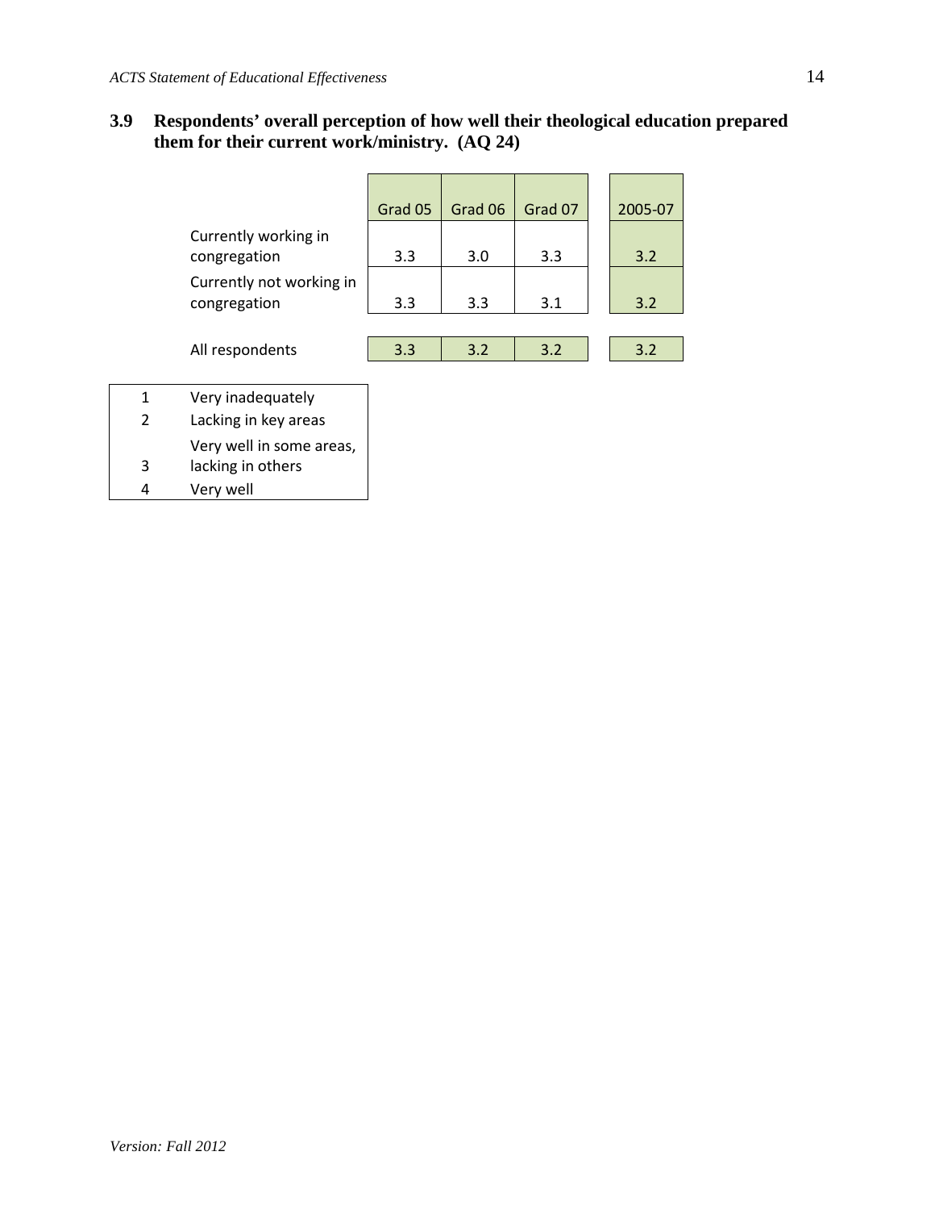### 3.9 Respondents' overall perception of how well their theological education prepared them for their current work/ministry. (AQ 24)

| | Grad 05 | Grad 06 | Grad 07 | 2005-07 |
|---|---|---|---|---|
| Currently working in congregation | 3.3 | 3.0 | 3.3 | 3.2 |
| Currently not working in congregation | 3.3 | 3.3 | 3.1 | 3.2 |
| All respondents | 3.3 | 3.2 | 3.2 | 3.2 |

| | |
|---|---|
| 1 | Very inadequately |
| 2 | Lacking in key areas |
| 3 | Very well in some areas, lacking in others |
| 4 | Very well |

*Version: Fall 2012*